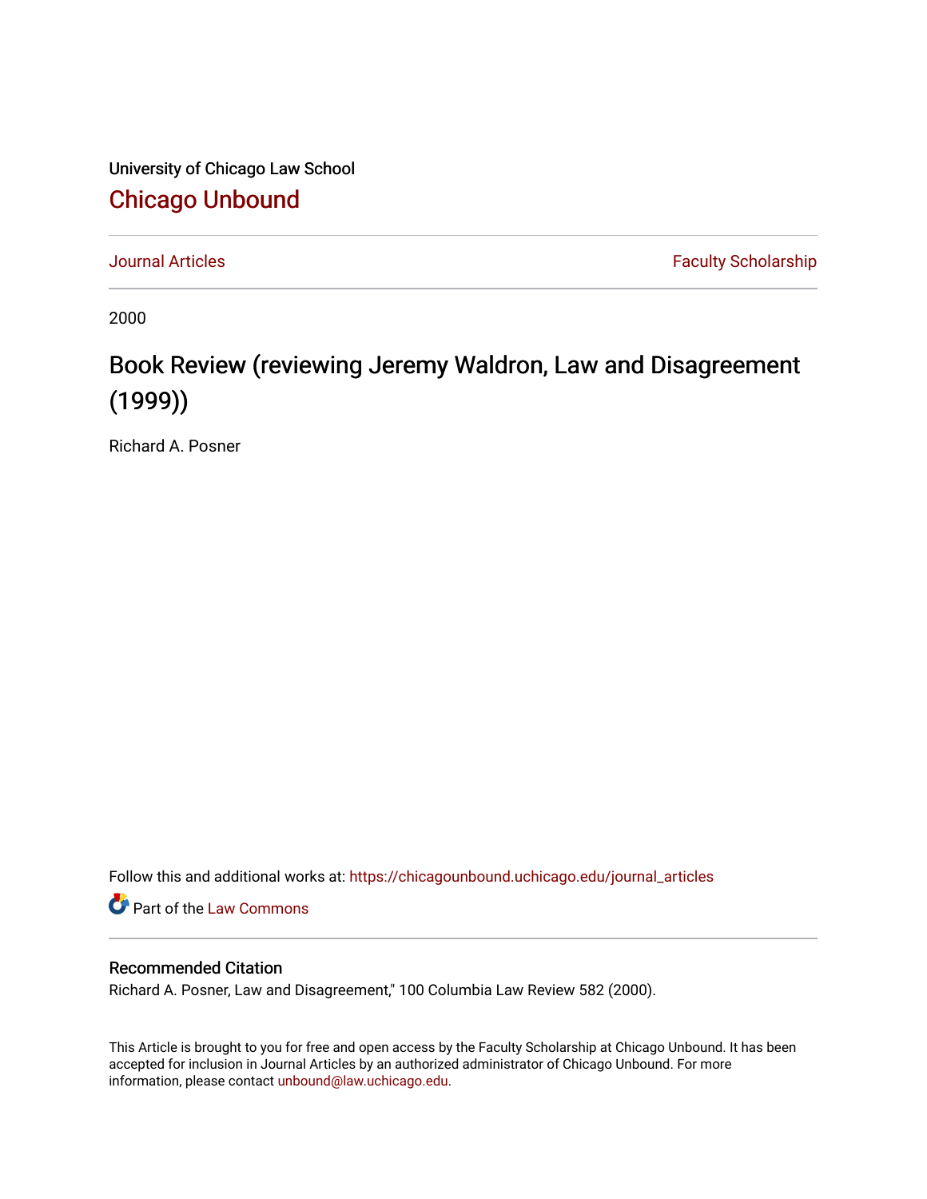University of Chicago Law School

# Chicago Unbound

Journal Articles | Faculty Scholarship

2000

# Book Review (reviewing Jeremy Waldron, Law and Disagreement (1999))

Richard A. Posner

Follow this and additional works at: https://chicagounbound.uchicago.edu/journal_articles

Part of the Law Commons

## Recommended Citation

Richard A. Posner, Law and Disagreement," 100 Columbia Law Review 582 (2000).

This Article is brought to you for free and open access by the Faculty Scholarship at Chicago Unbound. It has been accepted for inclusion in Journal Articles by an authorized administrator of Chicago Unbound. For more information, please contact unbound@law.uchicago.edu.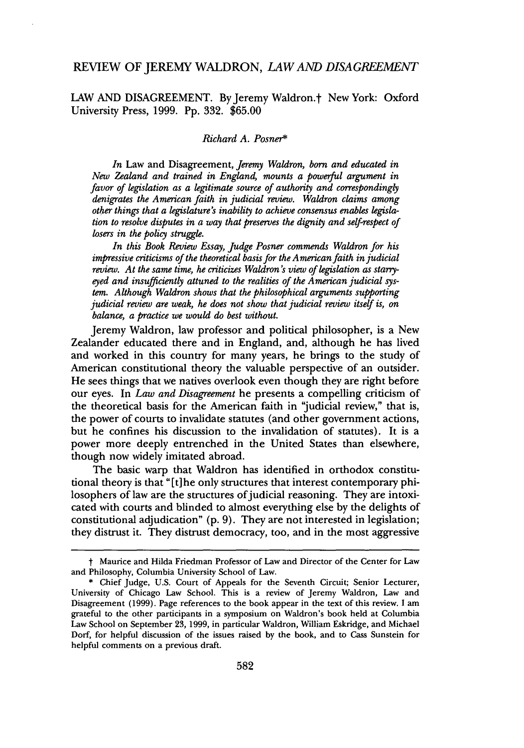# REVIEW OF JEREMY WALDRON, *LAW AND DISAGREEMENT*

LAW AND DISAGREEMENT. By Jeremy Waldron.† New York: Oxford University Press, 1999. Pp. 332. $65.00

*Richard A. Posner**

*In* Law and Disagreement, *Jeremy Waldron, born and educated in New Zealand and trained in England, mounts a powerful argument in favor of legislation as a legitimate source of authority and correspondingly denigrates the American faith in judicial review. Waldron claims among other things that a legislature's inability to achieve consensus enables legislation to resolve disputes in a way that preserves the dignity and self-respect of losers in the policy struggle.*

*In this Book Review Essay, Judge Posner commends Waldron for his impressive criticisms of the theoretical basis for the American faith in judicial review. At the same time, he criticizes Waldron's view of legislation as starry-eyed and insufficiently attuned to the realities of the American judicial system. Although Waldron shows that the philosophical arguments supporting judicial review are weak, he does not show that judicial review itself is, on balance, a practice we would do best without.*

Jeremy Waldron, law professor and political philosopher, is a New Zealander educated there and in England, and, although he has lived and worked in this country for many years, he brings to the study of American constitutional theory the valuable perspective of an outsider. He sees things that we natives overlook even though they are right before our eyes. In *Law and Disagreement* he presents a compelling criticism of the theoretical basis for the American faith in "judicial review," that is, the power of courts to invalidate statutes (and other government actions, but he confines his discussion to the invalidation of statutes). It is a power more deeply entrenched in the United States than elsewhere, though now widely imitated abroad.

The basic warp that Waldron has identified in orthodox constitutional theory is that "[t]he only structures that interest contemporary philosophers of law are the structures of judicial reasoning. They are intoxicated with courts and blinded to almost everything else by the delights of constitutional adjudication" (p. 9). They are not interested in legislation; they distrust it. They distrust democracy, too, and in the most aggressive

---

† Maurice and Hilda Friedman Professor of Law and Director of the Center for Law and Philosophy, Columbia University School of Law.

\* Chief Judge, U.S. Court of Appeals for the Seventh Circuit; Senior Lecturer, University of Chicago Law School. This is a review of Jeremy Waldron, Law and Disagreement (1999). Page references to the book appear in the text of this review. I am grateful to the other participants in a symposium on Waldron's book held at Columbia Law School on September 23, 1999, in particular Waldron, William Eskridge, and Michael Dorf, for helpful discussion of the issues raised by the book, and to Cass Sunstein for helpful comments on a previous draft.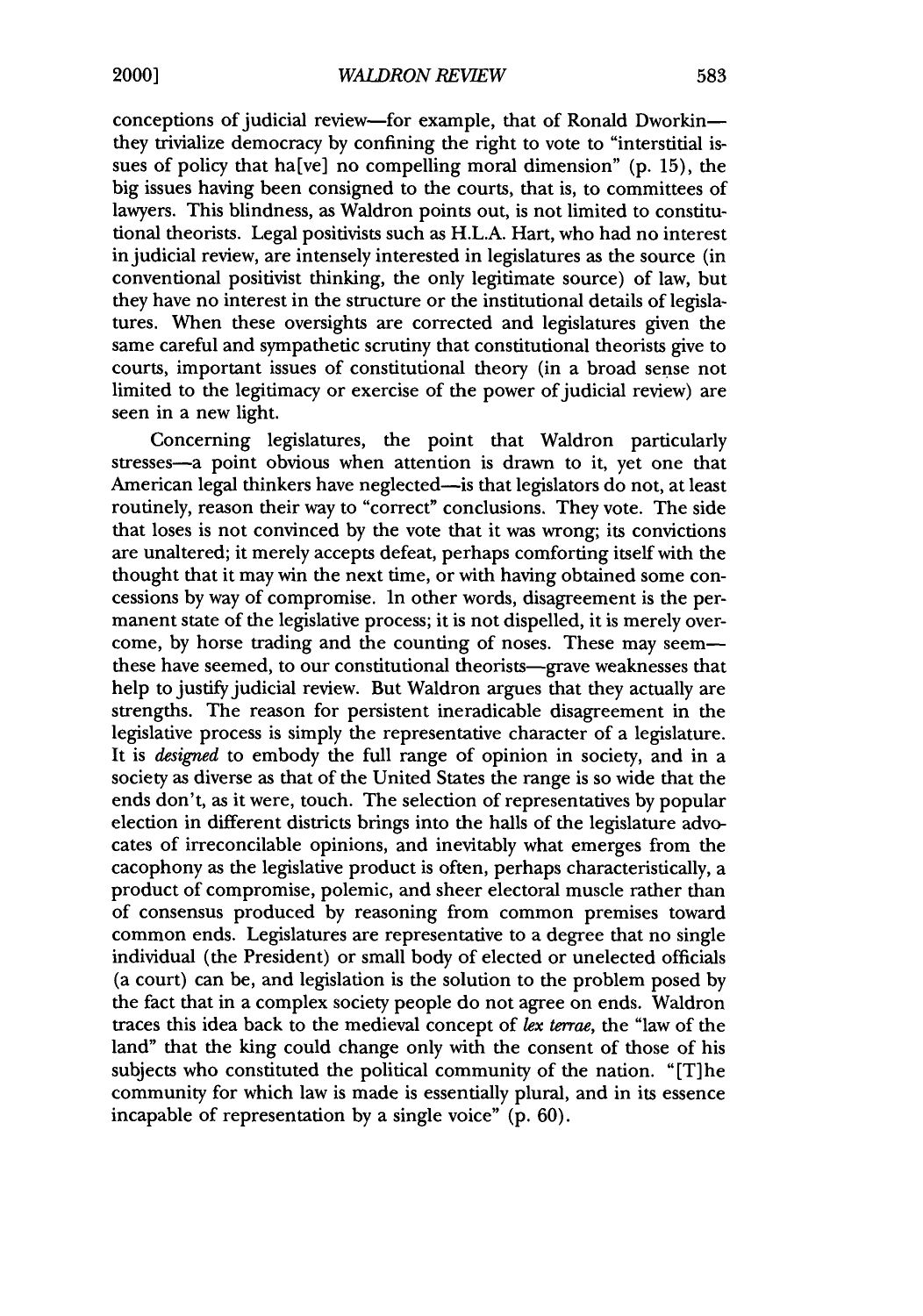conceptions of judicial review—for example, that of Ronald Dworkin—they trivialize democracy by confining the right to vote to "interstitial issues of policy that ha[ve] no compelling moral dimension" (p. 15), the big issues having been consigned to the courts, that is, to committees of lawyers. This blindness, as Waldron points out, is not limited to constitutional theorists. Legal positivists such as H.L.A. Hart, who had no interest in judicial review, are intensely interested in legislatures as the source (in conventional positivist thinking, the only legitimate source) of law, but they have no interest in the structure or the institutional details of legislatures. When these oversights are corrected and legislatures given the same careful and sympathetic scrutiny that constitutional theorists give to courts, important issues of constitutional theory (in a broad sense not limited to the legitimacy or exercise of the power of judicial review) are seen in a new light.

Concerning legislatures, the point that Waldron particularly stresses—a point obvious when attention is drawn to it, yet one that American legal thinkers have neglected—is that legislators do not, at least routinely, reason their way to "correct" conclusions. They vote. The side that loses is not convinced by the vote that it was wrong; its convictions are unaltered; it merely accepts defeat, perhaps comforting itself with the thought that it may win the next time, or with having obtained some concessions by way of compromise. In other words, disagreement is the permanent state of the legislative process; it is not dispelled, it is merely overcome, by horse trading and the counting of noses. These may seem—these have seemed, to our constitutional theorists—grave weaknesses that help to justify judicial review. But Waldron argues that they actually are strengths. The reason for persistent ineradicable disagreement in the legislative process is simply the representative character of a legislature. It is *designed* to embody the full range of opinion in society, and in a society as diverse as that of the United States the range is so wide that the ends don't, as it were, touch. The selection of representatives by popular election in different districts brings into the halls of the legislature advocates of irreconcilable opinions, and inevitably what emerges from the cacophony as the legislative product is often, perhaps characteristically, a product of compromise, polemic, and sheer electoral muscle rather than of consensus produced by reasoning from common premises toward common ends. Legislatures are representative to a degree that no single individual (the President) or small body of elected or unelected officials (a court) can be, and legislation is the solution to the problem posed by the fact that in a complex society people do not agree on ends. Waldron traces this idea back to the medieval concept of *lex terrae*, the "law of the land" that the king could change only with the consent of those of his subjects who constituted the political community of the nation. "[T]he community for which law is made is essentially plural, and in its essence incapable of representation by a single voice" (p. 60).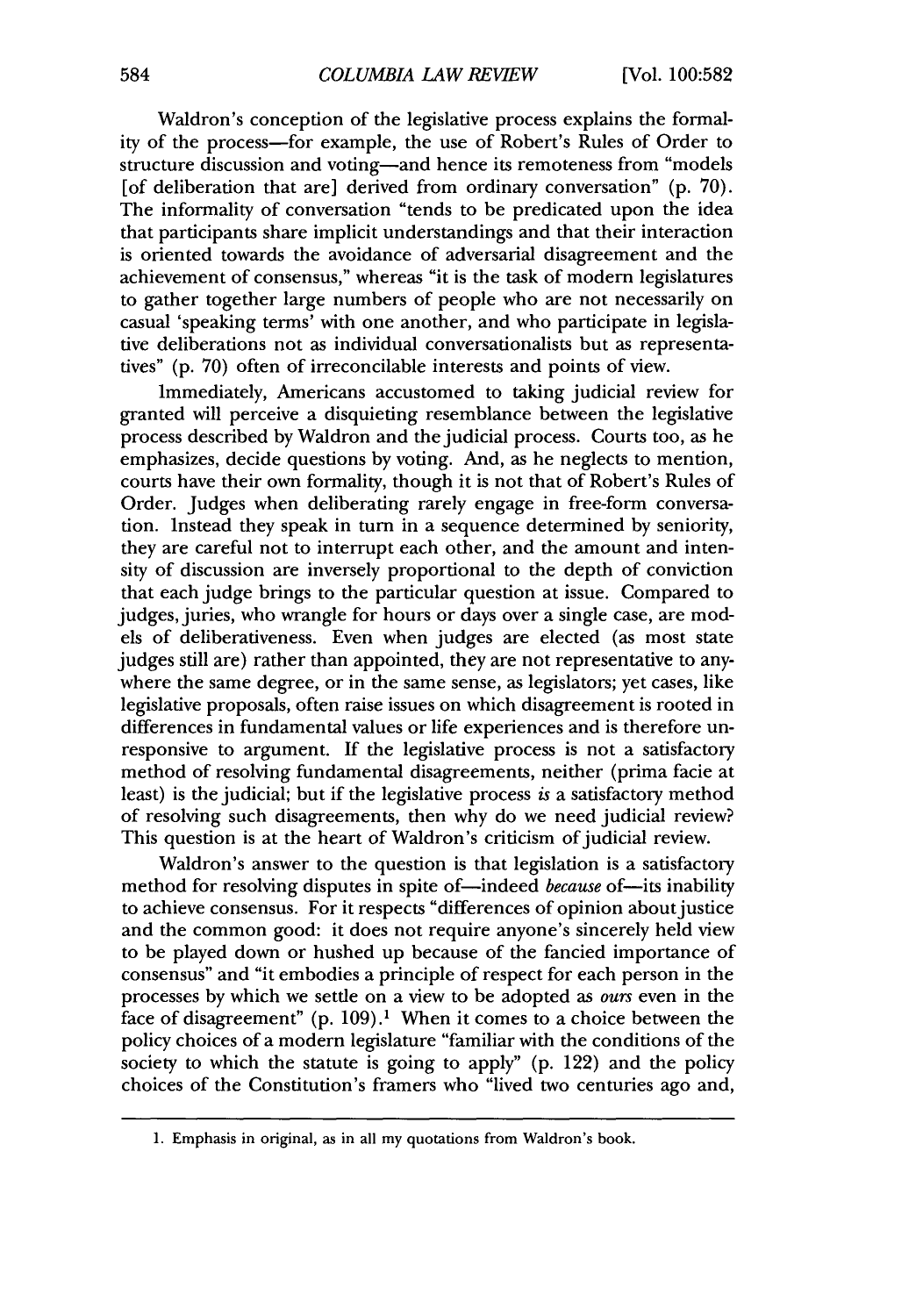Waldron's conception of the legislative process explains the formality of the process—for example, the use of Robert's Rules of Order to structure discussion and voting—and hence its remoteness from "models [of deliberation that are] derived from ordinary conversation" (p. 70). The informality of conversation "tends to be predicated upon the idea that participants share implicit understandings and that their interaction is oriented towards the avoidance of adversarial disagreement and the achievement of consensus," whereas "it is the task of modern legislatures to gather together large numbers of people who are not necessarily on casual 'speaking terms' with one another, and who participate in legislative deliberations not as individual conversationalists but as representatives" (p. 70) often of irreconcilable interests and points of view.

Immediately, Americans accustomed to taking judicial review for granted will perceive a disquieting resemblance between the legislative process described by Waldron and the judicial process. Courts too, as he emphasizes, decide questions by voting. And, as he neglects to mention, courts have their own formality, though it is not that of Robert's Rules of Order. Judges when deliberating rarely engage in free-form conversation. Instead they speak in turn in a sequence determined by seniority, they are careful not to interrupt each other, and the amount and intensity of discussion are inversely proportional to the depth of conviction that each judge brings to the particular question at issue. Compared to judges, juries, who wrangle for hours or days over a single case, are models of deliberativeness. Even when judges are elected (as most state judges still are) rather than appointed, they are not representative to anywhere the same degree, or in the same sense, as legislators; yet cases, like legislative proposals, often raise issues on which disagreement is rooted in differences in fundamental values or life experiences and is therefore unresponsive to argument. If the legislative process is not a satisfactory method of resolving fundamental disagreements, neither (prima facie at least) is the judicial; but if the legislative process *is* a satisfactory method of resolving such disagreements, then why do we need judicial review? This question is at the heart of Waldron's criticism of judicial review.

Waldron's answer to the question is that legislation is a satisfactory method for resolving disputes in spite of—indeed *because* of—its inability to achieve consensus. For it respects "differences of opinion about justice and the common good: it does not require anyone's sincerely held view to be played down or hushed up because of the fancied importance of consensus" and "it embodies a principle of respect for each person in the processes by which we settle on a view to be adopted as *ours* even in the face of disagreement" (p. 109).[1] When it comes to a choice between the policy choices of a modern legislature "familiar with the conditions of the society to which the statute is going to apply" (p. 122) and the policy choices of the Constitution's framers who "lived two centuries ago and,

---

1. Emphasis in original, as in all my quotations from Waldron's book.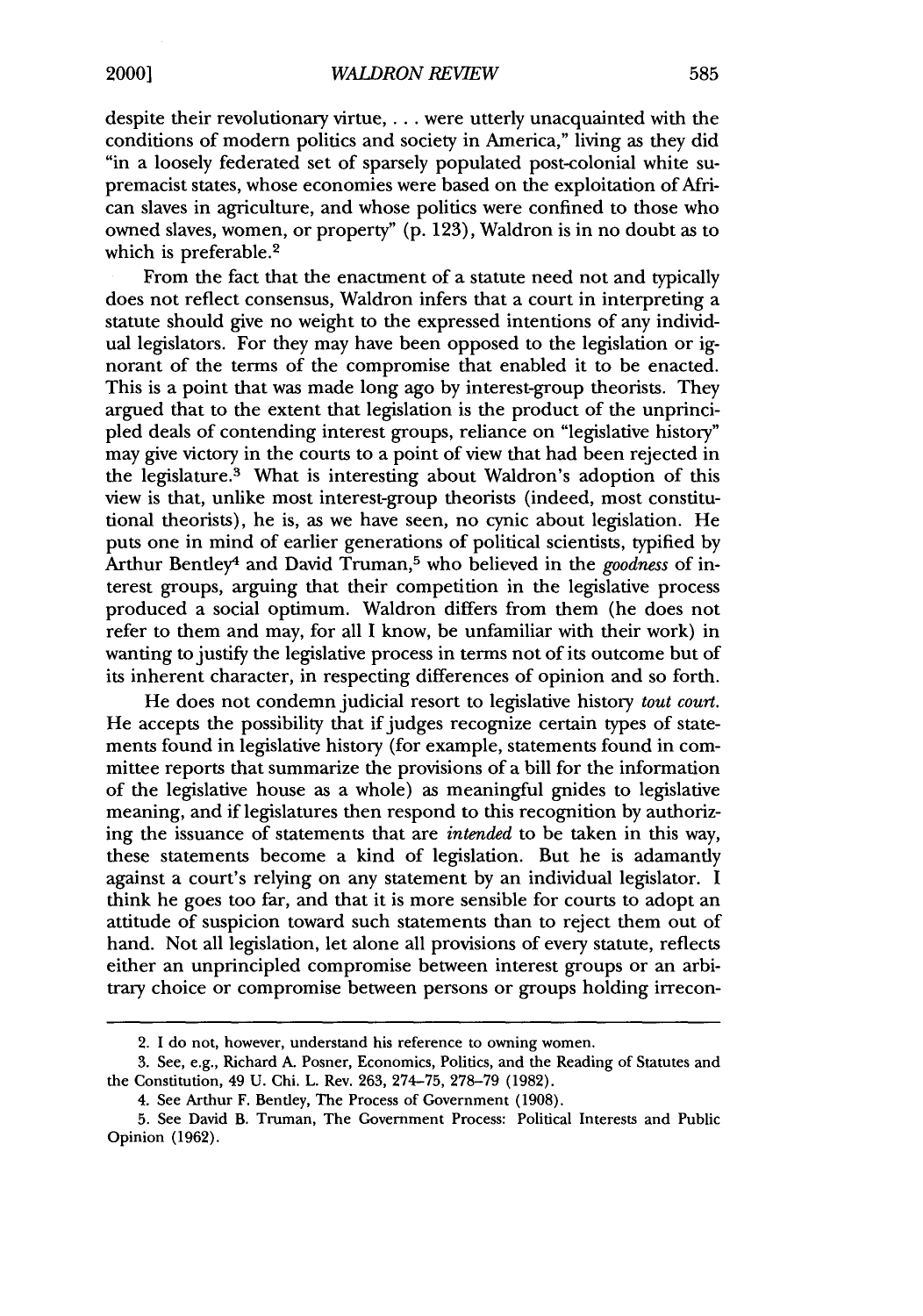despite their revolutionary virtue, . . . were utterly unacquainted with the conditions of modern politics and society in America," living as they did "in a loosely federated set of sparsely populated post-colonial white supremacist states, whose economies were based on the exploitation of African slaves in agriculture, and whose politics were confined to those who owned slaves, women, or property" (p. 123), Waldron is in no doubt as to which is preferable.[2]

From the fact that the enactment of a statute need not and typically does not reflect consensus, Waldron infers that a court in interpreting a statute should give no weight to the expressed intentions of any individual legislators. For they may have been opposed to the legislation or ignorant of the terms of the compromise that enabled it to be enacted. This is a point that was made long ago by interest-group theorists. They argued that to the extent that legislation is the product of the unprincipled deals of contending interest groups, reliance on "legislative history" may give victory in the courts to a point of view that had been rejected in the legislature.[3] What is interesting about Waldron's adoption of this view is that, unlike most interest-group theorists (indeed, most constitutional theorists), he is, as we have seen, no cynic about legislation. He puts one in mind of earlier generations of political scientists, typified by Arthur Bentley[4] and David Truman,[5] who believed in the *goodness* of interest groups, arguing that their competition in the legislative process produced a social optimum. Waldron differs from them (he does not refer to them and may, for all I know, be unfamiliar with their work) in wanting to justify the legislative process in terms not of its outcome but of its inherent character, in respecting differences of opinion and so forth.

He does not condemn judicial resort to legislative history *tout court*. He accepts the possibility that if judges recognize certain types of statements found in legislative history (for example, statements found in committee reports that summarize the provisions of a bill for the information of the legislative house as a whole) as meaningful gnides to legislative meaning, and if legislatures then respond to this recognition by authorizing the issuance of statements that are *intended* to be taken in this way, these statements become a kind of legislation. But he is adamantly against a court's relying on any statement by an individual legislator. I think he goes too far, and that it is more sensible for courts to adopt an attitude of suspicion toward such statements than to reject them out of hand. Not all legislation, let alone all provisions of every statute, reflects either an unprincipled compromise between interest groups or an arbitrary choice or compromise between persons or groups holding irrecon-

2. I do not, however, understand his reference to owning women.

3. See, e.g., Richard A. Posner, Economics, Politics, and the Reading of Statutes and the Constitution, 49 U. Chi. L. Rev. 263, 274–75, 278–79 (1982).

4. See Arthur F. Bentley, The Process of Government (1908).

5. See David B. Truman, The Government Process: Political Interests and Public Opinion (1962).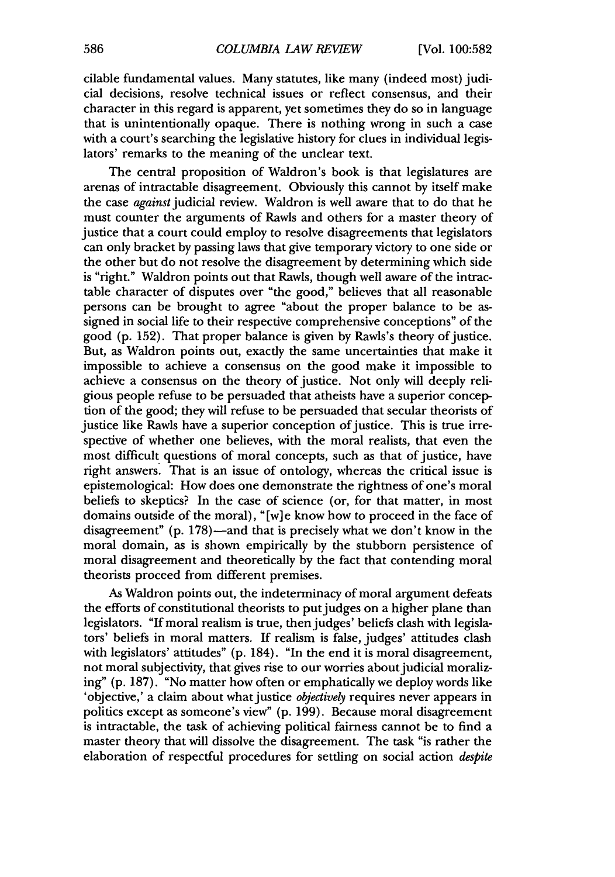cilable fundamental values. Many statutes, like many (indeed most) judicial decisions, resolve technical issues or reflect consensus, and their character in this regard is apparent, yet sometimes they do so in language that is unintentionally opaque. There is nothing wrong in such a case with a court's searching the legislative history for clues in individual legislators' remarks to the meaning of the unclear text.

The central proposition of Waldron's book is that legislatures are arenas of intractable disagreement. Obviously this cannot by itself make the case *against* judicial review. Waldron is well aware that to do that he must counter the arguments of Rawls and others for a master theory of justice that a court could employ to resolve disagreements that legislators can only bracket by passing laws that give temporary victory to one side or the other but do not resolve the disagreement by determining which side is "right." Waldron points out that Rawls, though well aware of the intractable character of disputes over "the good," believes that all reasonable persons can be brought to agree "about the proper balance to be assigned in social life to their respective comprehensive conceptions" of the good (p. 152). That proper balance is given by Rawls's theory of justice. But, as Waldron points out, exactly the same uncertainties that make it impossible to achieve a consensus on the good make it impossible to achieve a consensus on the theory of justice. Not only will deeply religious people refuse to be persuaded that atheists have a superior conception of the good; they will refuse to be persuaded that secular theorists of justice like Rawls have a superior conception of justice. This is true irrespective of whether one believes, with the moral realists, that even the most difficult questions of moral concepts, such as that of justice, have right answers. That is an issue of ontology, whereas the critical issue is epistemological: How does one demonstrate the rightness of one's moral beliefs to skeptics? In the case of science (or, for that matter, in most domains outside of the moral), "[w]e know how to proceed in the face of disagreement" (p. 178)—and that is precisely what we don't know in the moral domain, as is shown empirically by the stubborn persistence of moral disagreement and theoretically by the fact that contending moral theorists proceed from different premises.

As Waldron points out, the indeterminacy of moral argument defeats the efforts of constitutional theorists to put judges on a higher plane than legislators. "If moral realism is true, then judges' beliefs clash with legislators' beliefs in moral matters. If realism is false, judges' attitudes clash with legislators' attitudes" (p. 184). "In the end it is moral disagreement, not moral subjectivity, that gives rise to our worries about judicial moralizing" (p. 187). "No matter how often or emphatically we deploy words like 'objective,' a claim about what justice *objectively* requires never appears in politics except as someone's view" (p. 199). Because moral disagreement is intractable, the task of achieving political fairness cannot be to find a master theory that will dissolve the disagreement. The task "is rather the elaboration of respectful procedures for settling on social action *despite*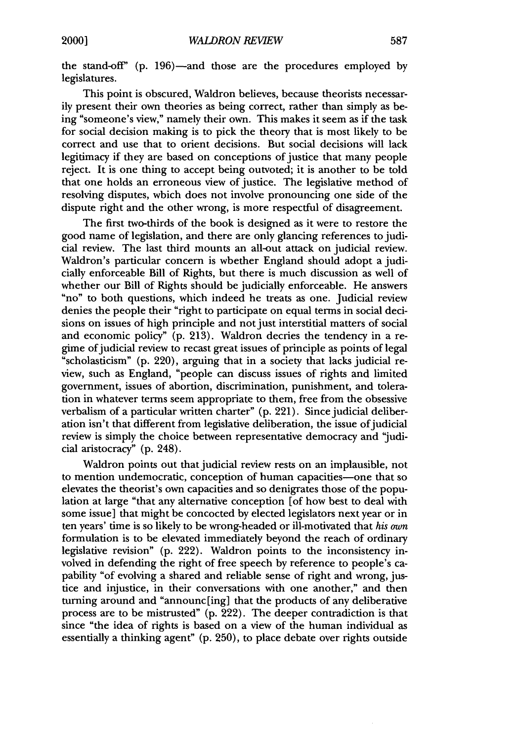the stand-off" (p. 196)—and those are the procedures employed by legislatures.

This point is obscured, Waldron believes, because theorists necessarily present their own theories as being correct, rather than simply as being "someone's view," namely their own. This makes it seem as if the task for social decision making is to pick the theory that is most likely to be correct and use that to orient decisions. But social decisions will lack legitimacy if they are based on conceptions of justice that many people reject. It is one thing to accept being outvoted; it is another to be told that one holds an erroneous view of justice. The legislative method of resolving disputes, which does not involve pronouncing one side of the dispute right and the other wrong, is more respectful of disagreement.

The first two-thirds of the book is designed as it were to restore the good name of legislation, and there are only glancing references to judicial review. The last third mounts an all-out attack on judicial review. Waldron's particular concern is whether England should adopt a judicially enforceable Bill of Rights, but there is much discussion as well of whether our Bill of Rights should be judicially enforceable. He answers "no" to both questions, which indeed he treats as one. Judicial review denies the people their "right to participate on equal terms in social decisions on issues of high principle and not just interstitial matters of social and economic policy" (p. 213). Waldron decries the tendency in a regime of judicial review to recast great issues of principle as points of legal "scholasticism" (p. 220), arguing that in a society that lacks judicial review, such as England, "people can discuss issues of rights and limited government, issues of abortion, discrimination, punishment, and toleration in whatever terms seem appropriate to them, free from the obsessive verbalism of a particular written charter" (p. 221). Since judicial deliberation isn't that different from legislative deliberation, the issue of judicial review is simply the choice between representative democracy and "judicial aristocracy" (p. 248).

Waldron points out that judicial review rests on an implausible, not to mention undemocratic, conception of human capacities—one that so elevates the theorist's own capacities and so denigrates those of the population at large "that any alternative conception [of how best to deal with some issue] that might be concocted by elected legislators next year or in ten years' time is so likely to be wrong-headed or ill-motivated that *his own* formulation is to be elevated immediately beyond the reach of ordinary legislative revision" (p. 222). Waldron points to the inconsistency involved in defending the right of free speech by reference to people's capability "of evolving a shared and reliable sense of right and wrong, justice and injustice, in their conversations with one another," and then turning around and "announc[ing] that the products of any deliberative process are to be mistrusted" (p. 222). The deeper contradiction is that since "the idea of rights is based on a view of the human individual as essentially a thinking agent" (p. 250), to place debate over rights outside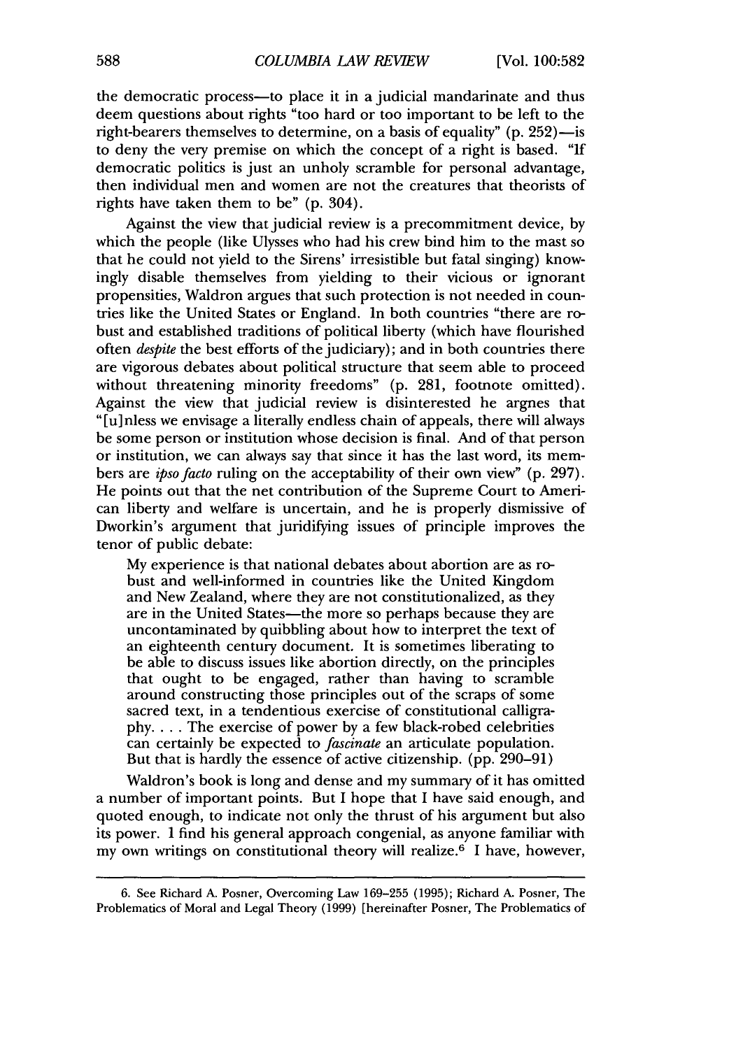the democratic process—to place it in a judicial mandarinate and thus deem questions about rights "too hard or too important to be left to the right-bearers themselves to determine, on a basis of equality" (p. 252)—is to deny the very premise on which the concept of a right is based. "If democratic politics is just an unholy scramble for personal advantage, then individual men and women are not the creatures that theorists of rights have taken them to be" (p. 304).

Against the view that judicial review is a precommitment device, by which the people (like Ulysses who had his crew bind him to the mast so that he could not yield to the Sirens' irresistible but fatal singing) knowingly disable themselves from yielding to their vicious or ignorant propensities, Waldron argues that such protection is not needed in countries like the United States or England. In both countries "there are robust and established traditions of political liberty (which have flourished often *despite* the best efforts of the judiciary); and in both countries there are vigorous debates about political structure that seem able to proceed without threatening minority freedoms" (p. 281, footnote omitted). Against the view that judicial review is disinterested he argnes that "[u]nless we envisage a literally endless chain of appeals, there will always be some person or institution whose decision is final. And of that person or institution, we can always say that since it has the last word, its members are *ipso facto* ruling on the acceptability of their own view" (p. 297). He points out that the net contribution of the Supreme Court to American liberty and welfare is uncertain, and he is properly dismissive of Dworkin's argument that juridifying issues of principle improves the tenor of public debate:

> My experience is that national debates about abortion are as robust and well-informed in countries like the United Kingdom and New Zealand, where they are not constitutionalized, as they are in the United States—the more so perhaps because they are uncontaminated by quibbling about how to interpret the text of an eighteenth century document. It is sometimes liberating to be able to discuss issues like abortion directly, on the principles that ought to be engaged, rather than having to scramble around constructing those principles out of the scraps of some sacred text, in a tendentious exercise of constitutional calligraphy. . . . The exercise of power by a few black-robed celebrities can certainly be expected to *fascinate* an articulate population. But that is hardly the essence of active citizenship. (pp. 290–91)

Waldron's book is long and dense and my summary of it has omitted a number of important points. But I hope that I have said enough, and quoted enough, to indicate not only the thrust of his argument but also its power. I find his general approach congenial, as anyone familiar with my own writings on constitutional theory will realize.[6] I have, however,

---

6. See Richard A. Posner, Overcoming Law 169–255 (1995); Richard A. Posner, The Problematics of Moral and Legal Theory (1999) [hereinafter Posner, The Problematics of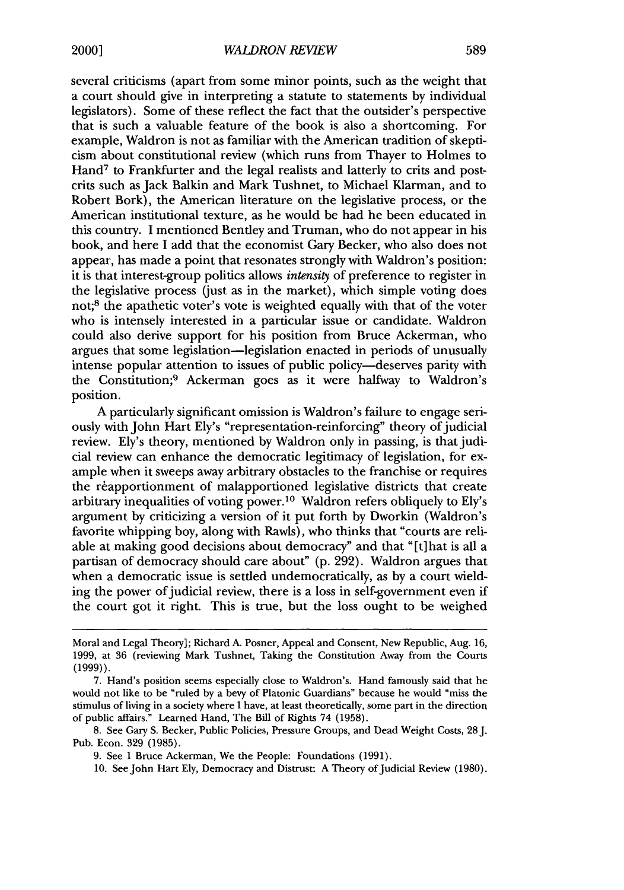several criticisms (apart from some minor points, such as the weight that a court should give in interpreting a statute to statements by individual legislators). Some of these reflect the fact that the outsider's perspective that is such a valuable feature of the book is also a shortcoming. For example, Waldron is not as familiar with the American tradition of skepticism about constitutional review (which runs from Thayer to Holmes to Hand[7] to Frankfurter and the legal realists and latterly to crits and post-crits such as Jack Balkin and Mark Tushnet, to Michael Klarman, and to Robert Bork), the American literature on the legislative process, or the American institutional texture, as he would be had he been educated in this country. I mentioned Bentley and Truman, who do not appear in his book, and here I add that the economist Gary Becker, who also does not appear, has made a point that resonates strongly with Waldron's position: it is that interest-group politics allows *intensity* of preference to register in the legislative process (just as in the market), which simple voting does not;[8] the apathetic voter's vote is weighted equally with that of the voter who is intensely interested in a particular issue or candidate. Waldron could also derive support for his position from Bruce Ackerman, who argues that some legislation—legislation enacted in periods of unusually intense popular attention to issues of public policy—deserves parity with the Constitution;[9] Ackerman goes as it were halfway to Waldron's position.

A particularly significant omission is Waldron's failure to engage seriously with John Hart Ely's "representation-reinforcing" theory of judicial review. Ely's theory, mentioned by Waldron only in passing, is that judicial review can enhance the democratic legitimacy of legislation, for example when it sweeps away arbitrary obstacles to the franchise or requires the reapportionment of malapportioned legislative districts that create arbitrary inequalities of voting power.[10] Waldron refers obliquely to Ely's argument by criticizing a version of it put forth by Dworkin (Waldron's favorite whipping boy, along with Rawls), who thinks that "courts are reliable at making good decisions about democracy" and that "[t]hat is all a partisan of democracy should care about" (p. 292). Waldron argues that when a democratic issue is settled undemocratically, as by a court wielding the power of judicial review, there is a loss in self-government even if the court got it right. This is true, but the loss ought to be weighed

---

Moral and Legal Theory]; Richard A. Posner, Appeal and Consent, New Republic, Aug. 16, 1999, at 36 (reviewing Mark Tushnet, Taking the Constitution Away from the Courts (1999)).

7. Hand's position seems especially close to Waldron's. Hand famously said that he would not like to be "ruled by a bevy of Platonic Guardians" because he would "miss the stimulus of living in a society where I have, at least theoretically, some part in the direction of public affairs." Learned Hand, The Bill of Rights 74 (1958).

8. See Gary S. Becker, Public Policies, Pressure Groups, and Dead Weight Costs, 28 J. Pub. Econ. 329 (1985).

9. See 1 Bruce Ackerman, We the People: Foundations (1991).

10. See John Hart Ely, Democracy and Distrust: A Theory of Judicial Review (1980).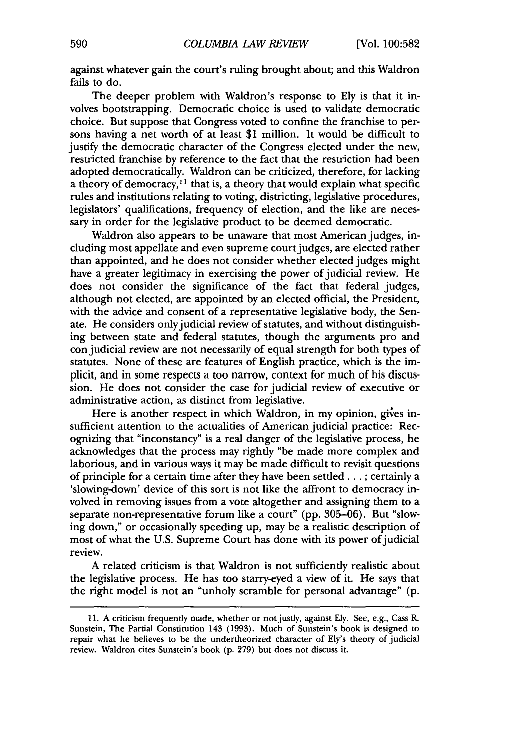against whatever gain the court's ruling brought about; and this Waldron fails to do.

The deeper problem with Waldron's response to Ely is that it involves bootstrapping. Democratic choice is used to validate democratic choice. But suppose that Congress voted to confine the franchise to persons having a net worth of at least $1 million. It would be difficult to justify the democratic character of the Congress elected under the new, restricted franchise by reference to the fact that the restriction had been adopted democratically. Waldron can be criticized, therefore, for lacking a theory of democracy,[11] that is, a theory that would explain what specific rules and institutions relating to voting, districting, legislative procedures, legislators' qualifications, frequency of election, and the like are necessary in order for the legislative product to be deemed democratic.

Waldron also appears to be unaware that most American judges, including most appellate and even supreme court judges, are elected rather than appointed, and he does not consider whether elected judges might have a greater legitimacy in exercising the power of judicial review. He does not consider the significance of the fact that federal judges, although not elected, are appointed by an elected official, the President, with the advice and consent of a representative legislative body, the Senate. He considers only judicial review of statutes, and without distinguishing between state and federal statutes, though the arguments pro and con judicial review are not necessarily of equal strength for both types of statutes. None of these are features of English practice, which is the implicit, and in some respects a too narrow, context for much of his discussion. He does not consider the case for judicial review of executive or administrative action, as distinct from legislative.

Here is another respect in which Waldron, in my opinion, gives insufficient attention to the actualities of American judicial practice: Recognizing that "inconstancy" is a real danger of the legislative process, he acknowledges that the process may rightly "be made more complex and laborious, and in various ways it may be made difficult to revisit questions of principle for a certain time after they have been settled . . . ; certainly a 'slowing-down' device of this sort is not like the affront to democracy involved in removing issues from a vote altogether and assigning them to a separate non-representative forum like a court" (pp. 305–06). But "slowing down," or occasionally speeding up, may be a realistic description of most of what the U.S. Supreme Court has done with its power of judicial review.

A related criticism is that Waldron is not sufficiently realistic about the legislative process. He has too starry-eyed a view of it. He says that the right model is not an "unholy scramble for personal advantage" (p.

---

11. A criticism frequently made, whether or not justly, against Ely. See, e.g., Cass R. Sunstein, The Partial Constitution 143 (1993). Much of Sunstein's book is designed to repair what he believes to be the undertheorized character of Ely's theory of judicial review. Waldron cites Sunstein's book (p. 279) but does not discuss it.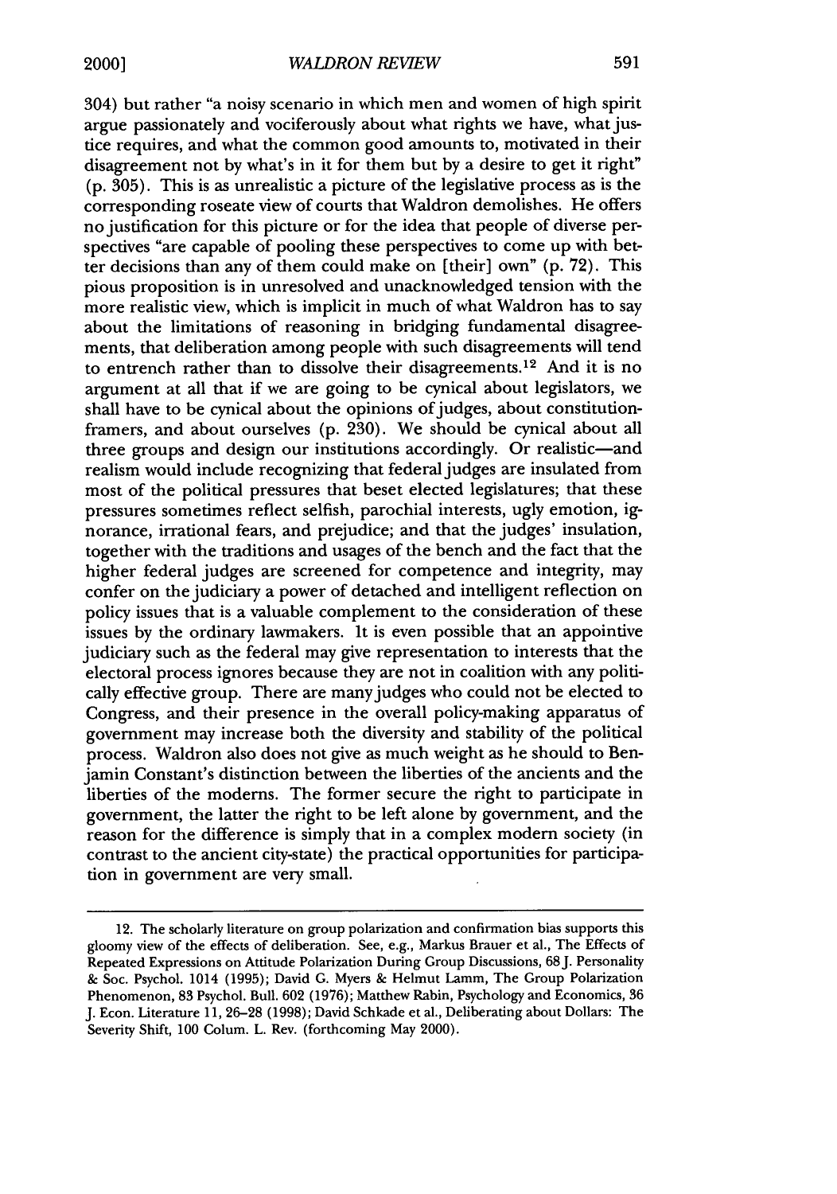304) but rather "a noisy scenario in which men and women of high spirit argue passionately and vociferously about what rights we have, what justice requires, and what the common good amounts to, motivated in their disagreement not by what's in it for them but by a desire to get it right" (p. 305). This is as unrealistic a picture of the legislative process as is the corresponding roseate view of courts that Waldron demolishes. He offers no justification for this picture or for the idea that people of diverse perspectives "are capable of pooling these perspectives to come up with better decisions than any of them could make on [their] own" (p. 72). This pious proposition is in unresolved and unacknowledged tension with the more realistic view, which is implicit in much of what Waldron has to say about the limitations of reasoning in bridging fundamental disagreements, that deliberation among people with such disagreements will tend to entrench rather than to dissolve their disagreements.[12] And it is no argument at all that if we are going to be cynical about legislators, we shall have to be cynical about the opinions of judges, about constitution-framers, and about ourselves (p. 230). We should be cynical about all three groups and design our institutions accordingly. Or realistic—and realism would include recognizing that federal judges are insulated from most of the political pressures that beset elected legislatures; that these pressures sometimes reflect selfish, parochial interests, ugly emotion, ignorance, irrational fears, and prejudice; and that the judges' insulation, together with the traditions and usages of the bench and the fact that the higher federal judges are screened for competence and integrity, may confer on the judiciary a power of detached and intelligent reflection on policy issues that is a valuable complement to the consideration of these issues by the ordinary lawmakers. It is even possible that an appointive judiciary such as the federal may give representation to interests that the electoral process ignores because they are not in coalition with any politically effective group. There are many judges who could not be elected to Congress, and their presence in the overall policy-making apparatus of government may increase both the diversity and stability of the political process. Waldron also does not give as much weight as he should to Benjamin Constant's distinction between the liberties of the ancients and the liberties of the moderns. The former secure the right to participate in government, the latter the right to be left alone by government, and the reason for the difference is simply that in a complex modern society (in contrast to the ancient city-state) the practical opportunities for participation in government are very small.

---

12. The scholarly literature on group polarization and confirmation bias supports this gloomy view of the effects of deliberation. See, e.g., Markus Brauer et al., The Effects of Repeated Expressions on Attitude Polarization During Group Discussions, 68 J. Personality & Soc. Psychol. 1014 (1995); David G. Myers & Helmut Lamm, The Group Polarization Phenomenon, 83 Psychol. Bull. 602 (1976); Matthew Rabin, Psychology and Economics, 36 J. Econ. Literature 11, 26–28 (1998); David Schkade et al., Deliberating about Dollars: The Severity Shift, 100 Colum. L. Rev. (forthcoming May 2000).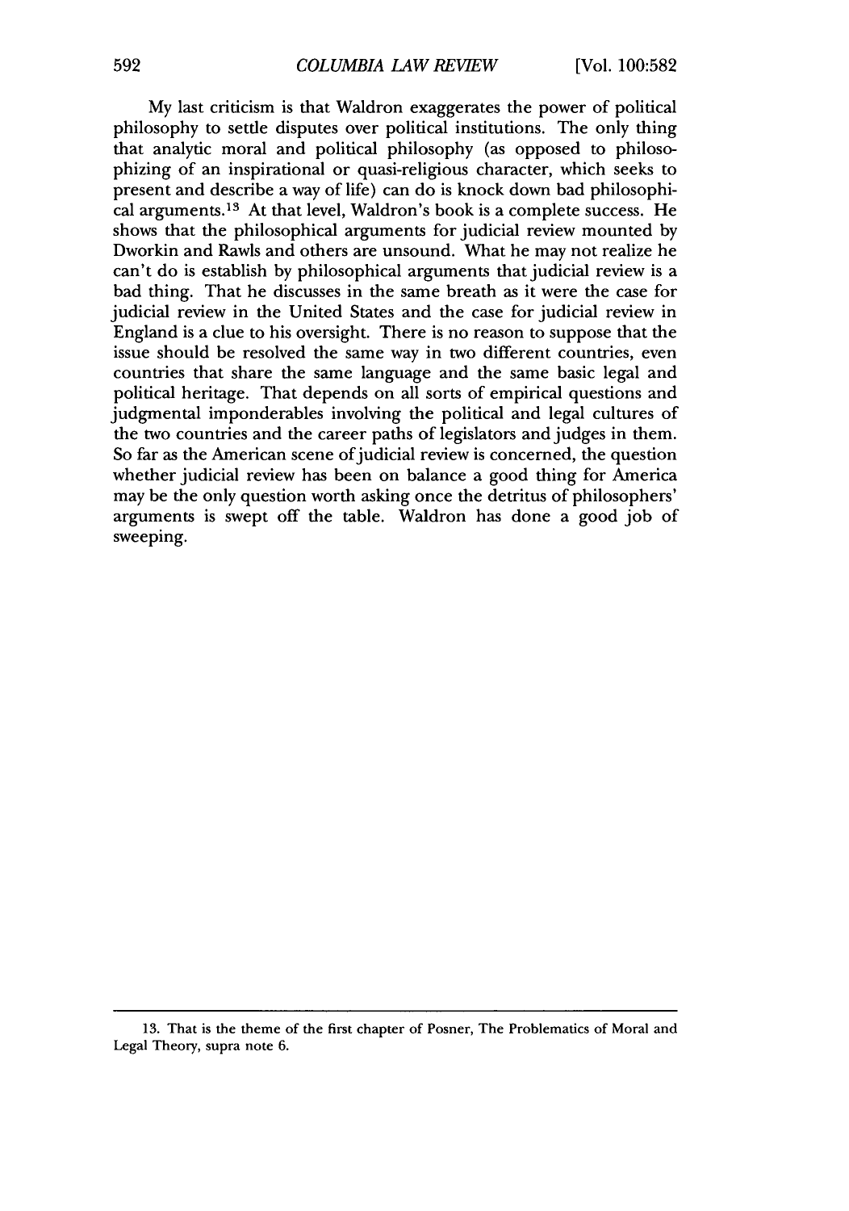My last criticism is that Waldron exaggerates the power of political philosophy to settle disputes over political institutions. The only thing that analytic moral and political philosophy (as opposed to philosophizing of an inspirational or quasi-religious character, which seeks to present and describe a way of life) can do is knock down bad philosophical arguments.[13] At that level, Waldron's book is a complete success. He shows that the philosophical arguments for judicial review mounted by Dworkin and Rawls and others are unsound. What he may not realize he can't do is establish by philosophical arguments that judicial review is a bad thing. That he discusses in the same breath as it were the case for judicial review in the United States and the case for judicial review in England is a clue to his oversight. There is no reason to suppose that the issue should be resolved the same way in two different countries, even countries that share the same language and the same basic legal and political heritage. That depends on all sorts of empirical questions and judgmental imponderables involving the political and legal cultures of the two countries and the career paths of legislators and judges in them. So far as the American scene of judicial review is concerned, the question whether judicial review has been on balance a good thing for America may be the only question worth asking once the detritus of philosophers' arguments is swept off the table. Waldron has done a good job of sweeping.

---

13. That is the theme of the first chapter of Posner, The Problematics of Moral and Legal Theory, supra note 6.